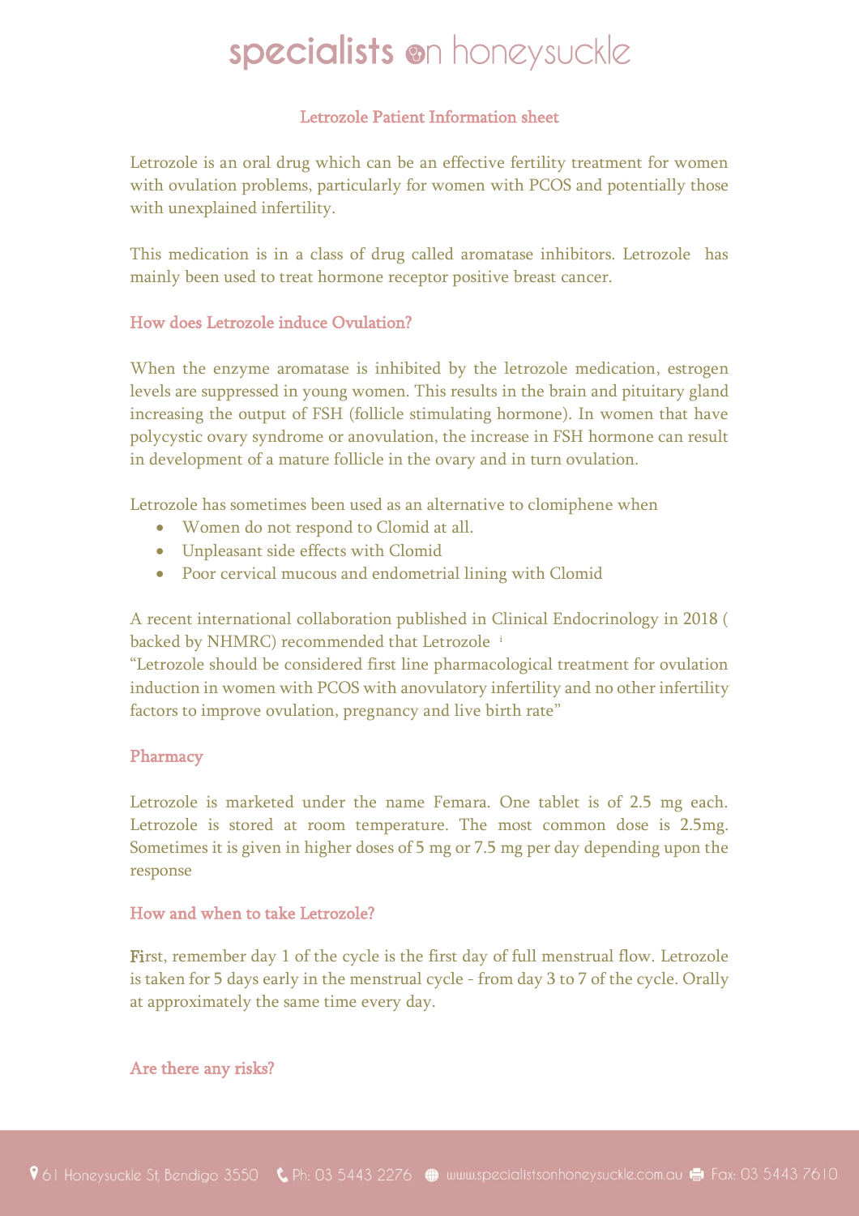# specialists on honeysuckle

## Letrozole Patient Information sheet

Letrozole is an oral drug which can be an effective fertility treatment for women with ovulation problems, particularly for women with PCOS and potentially those with unexplained infertility.

This medication is in a class of drug called aromatase inhibitors. Letrozole has mainly been used to treat hormone receptor positive breast cancer.

### How does Letrozole induce Ovulation?

When the enzyme aromatase is inhibited by the letrozole medication, estrogen levels are suppressed in young women. This results in the brain and pituitary gland increasing the output of FSH (follicle stimulating hormone). In women that have polycystic ovary syndrome or anovulation, the increase in FSH hormone can result in development of a mature follicle in the ovary and in turn ovulation.

Letrozole has sometimes been used as an alternative to clomiphene when

- Women do not respond to Clomid at all.
- Unpleasant side effects with Clomid
- Poor cervical mucous and endometrial lining with Clomid

A recent international collaboration published in Clinical Endocrinology in 2018 ( backed by NHMRC) recommended that Letrozole [i]
"Letrozole should be considered first line pharmacological treatment for ovulation induction in women with PCOS with anovulatory infertility and no other infertility factors to improve ovulation, pregnancy and live birth rate"

### Pharmacy

Letrozole is marketed under the name Femara. One tablet is of 2.5 mg each. Letrozole is stored at room temperature. The most common dose is 2.5mg. Sometimes it is given in higher doses of 5 mg or 7.5 mg per day depending upon the response

### How and when to take Letrozole?

First, remember day 1 of the cycle is the first day of full menstrual flow. Letrozole is taken for 5 days early in the menstrual cycle - from day 3 to 7 of the cycle. Orally at approximately the same time every day.

### Are there any risks?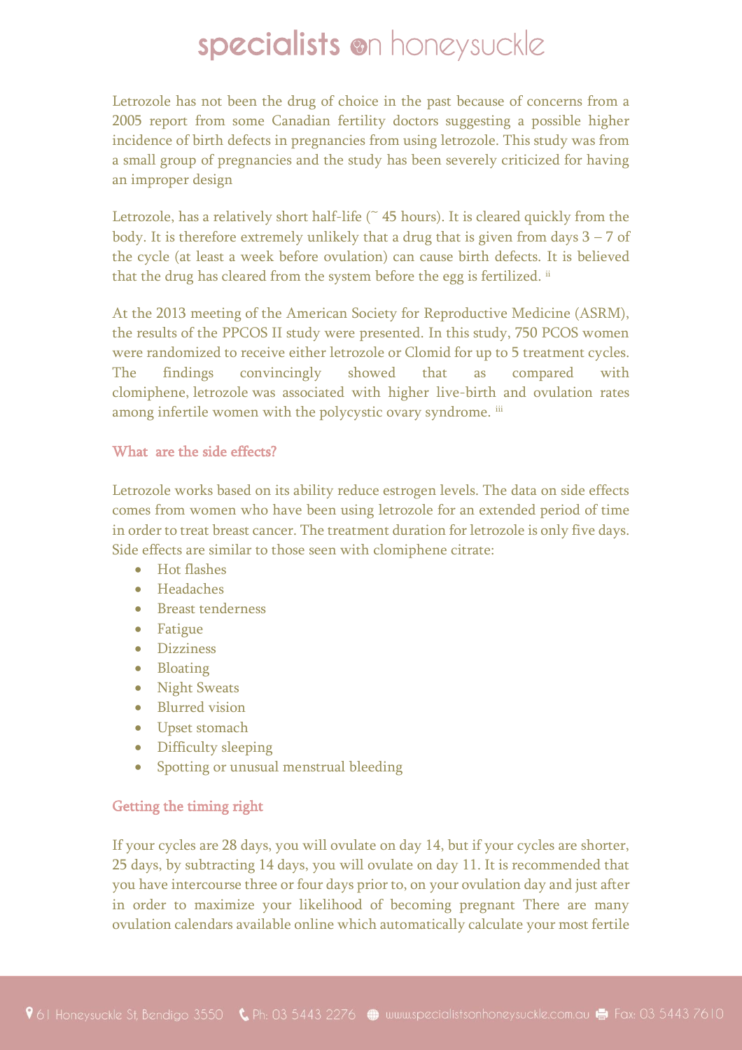Letrozole has not been the drug of choice in the past because of concerns from a 2005 report from some Canadian fertility doctors suggesting a possible higher incidence of birth defects in pregnancies from using letrozole. This study was from a small group of pregnancies and the study has been severely criticized for having an improper design

Letrozole, has a relatively short half-life (~ 45 hours). It is cleared quickly from the body. It is therefore extremely unlikely that a drug that is given from days 3 – 7 of the cycle (at least a week before ovulation) can cause birth defects. It is believed that the drug has cleared from the system before the egg is fertilized. [ii]

At the 2013 meeting of the American Society for Reproductive Medicine (ASRM), the results of the PPCOS II study were presented. In this study, 750 PCOS women were randomized to receive either letrozole or Clomid for up to 5 treatment cycles. The findings convincingly showed that as compared with clomiphene, letrozole was associated with higher live-birth and ovulation rates among infertile women with the polycystic ovary syndrome. [iii]

## What are the side effects?

Letrozole works based on its ability reduce estrogen levels. The data on side effects comes from women who have been using letrozole for an extended period of time in order to treat breast cancer. The treatment duration for letrozole is only five days. Side effects are similar to those seen with clomiphene citrate:

- Hot flashes
- Headaches
- Breast tenderness
- Fatigue
- Dizziness
- Bloating
- Night Sweats
- Blurred vision
- Upset stomach
- Difficulty sleeping
- Spotting or unusual menstrual bleeding

## Getting the timing right

If your cycles are 28 days, you will ovulate on day 14, but if your cycles are shorter, 25 days, by subtracting 14 days, you will ovulate on day 11. It is recommended that you have intercourse three or four days prior to, on your ovulation day and just after in order to maximize your likelihood of becoming pregnant There are many ovulation calendars available online which automatically calculate your most fertile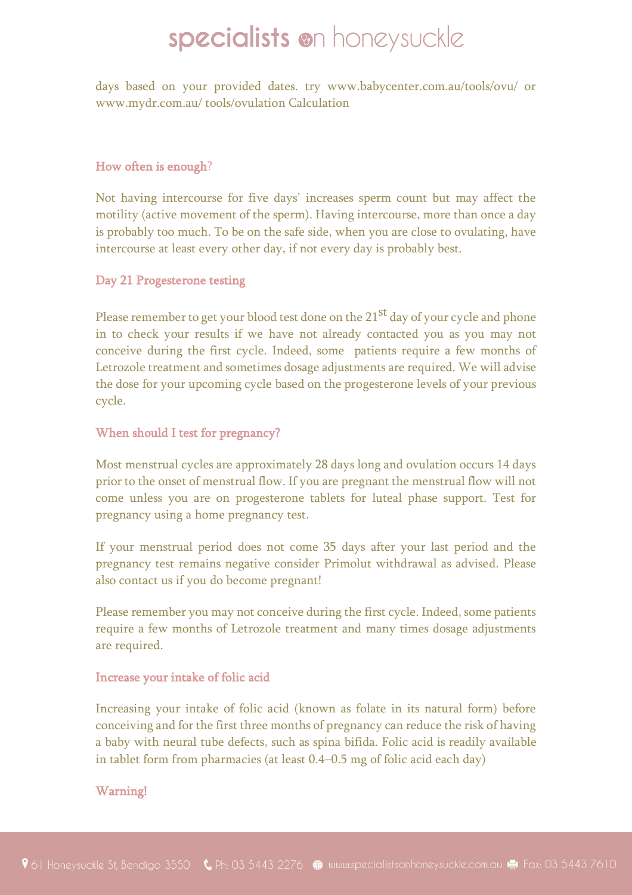days based on your provided dates. try www.babycenter.com.au/tools/ovu/ or www.mydr.com.au/ tools/ovulation Calculation

## How often is enough?

Not having intercourse for five days' increases sperm count but may affect the motility (active movement of the sperm). Having intercourse, more than once a day is probably too much. To be on the safe side, when you are close to ovulating, have intercourse at least every other day, if not every day is probably best.

## Day 21 Progesterone testing

Please remember to get your blood test done on the 21st day of your cycle and phone in to check your results if we have not already contacted you as you may not conceive during the first cycle. Indeed, some patients require a few months of Letrozole treatment and sometimes dosage adjustments are required. We will advise the dose for your upcoming cycle based on the progesterone levels of your previous cycle.

## When should I test for pregnancy?

Most menstrual cycles are approximately 28 days long and ovulation occurs 14 days prior to the onset of menstrual flow. If you are pregnant the menstrual flow will not come unless you are on progesterone tablets for luteal phase support. Test for pregnancy using a home pregnancy test.

If your menstrual period does not come 35 days after your last period and the pregnancy test remains negative consider Primolut withdrawal as advised. Please also contact us if you do become pregnant!

Please remember you may not conceive during the first cycle. Indeed, some patients require a few months of Letrozole treatment and many times dosage adjustments are required.

## Increase your intake of folic acid

Increasing your intake of folic acid (known as folate in its natural form) before conceiving and for the first three months of pregnancy can reduce the risk of having a baby with neural tube defects, such as spina bifida. Folic acid is readily available in tablet form from pharmacies (at least 0.4–0.5 mg of folic acid each day)

## Warning!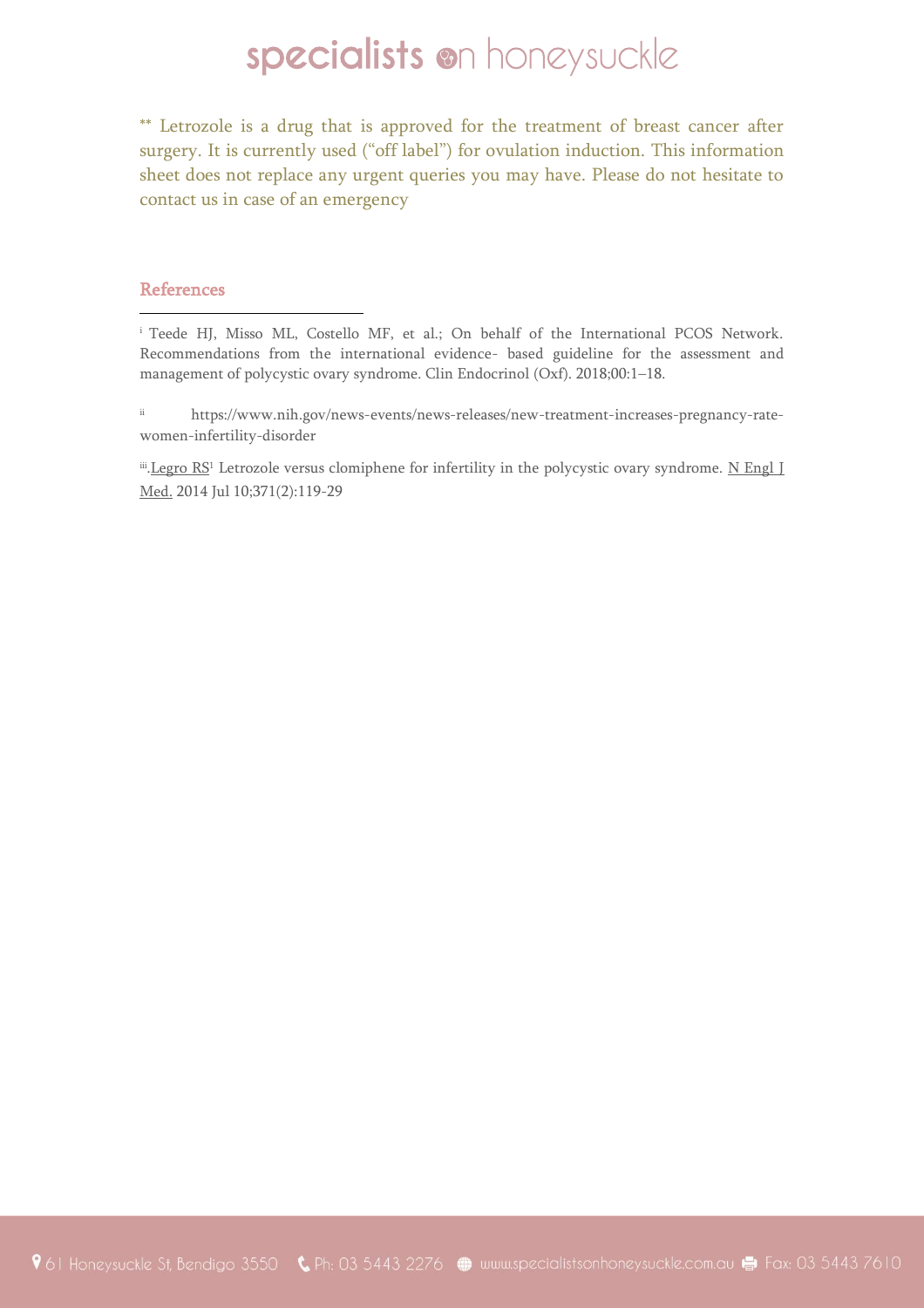** Letrozole is a drug that is approved for the treatment of breast cancer after surgery. It is currently used ("off label") for ovulation induction. This information sheet does not replace any urgent queries you may have. Please do not hesitate to contact us in case of an emergency

## References

[i] Teede HJ, Misso ML, Costello MF, et al.; On behalf of the International PCOS Network. Recommendations from the international evidence- based guideline for the assessment and management of polycystic ovary syndrome. Clin Endocrinol (Oxf). 2018;00:1–18.

[ii] https://www.nih.gov/news-events/news-releases/new-treatment-increases-pregnancy-rate-women-infertility-disorder

[iii]. Legro RS[1] Letrozole versus clomiphene for infertility in the polycystic ovary syndrome. N Engl J Med. 2014 Jul 10;371(2):119-29